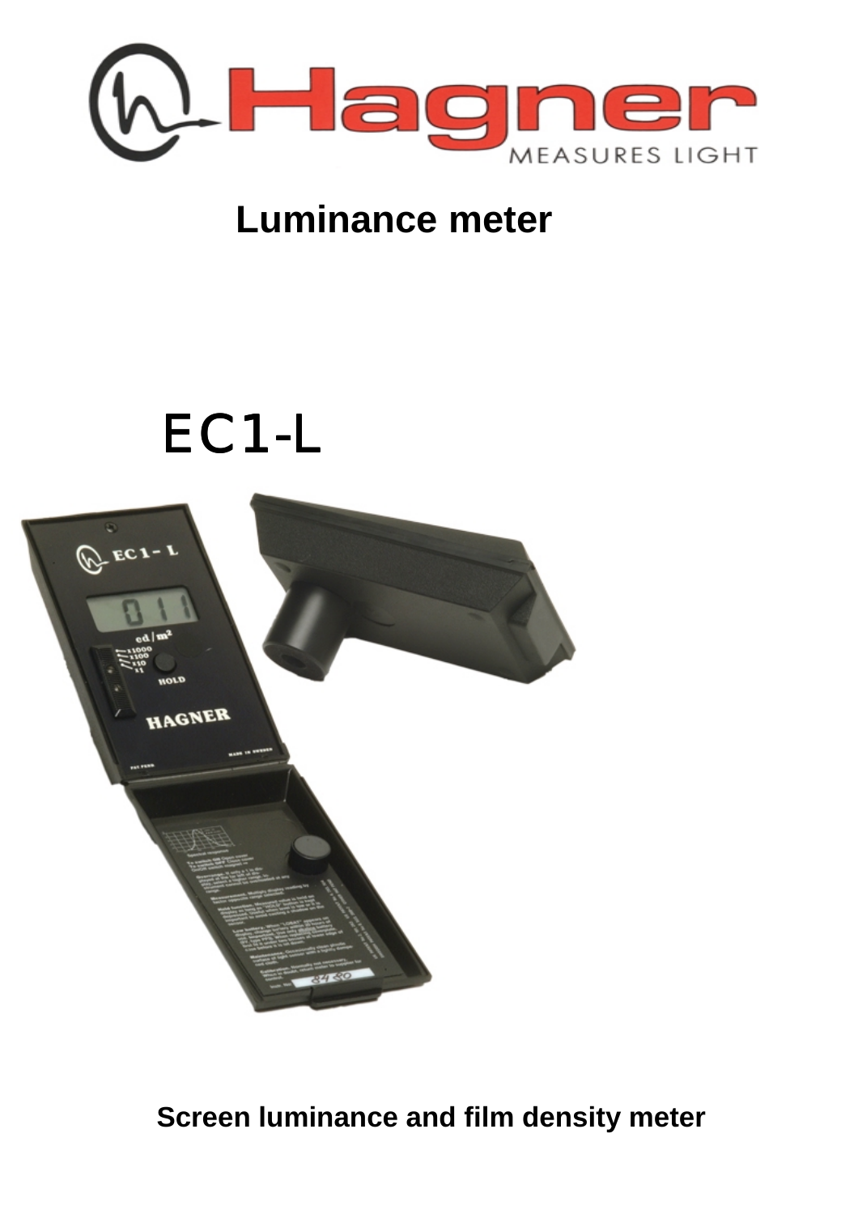Hagner

MEASURES LIGHT

# Luminance meter

# EC1-L

**Screen luminance and film density meter**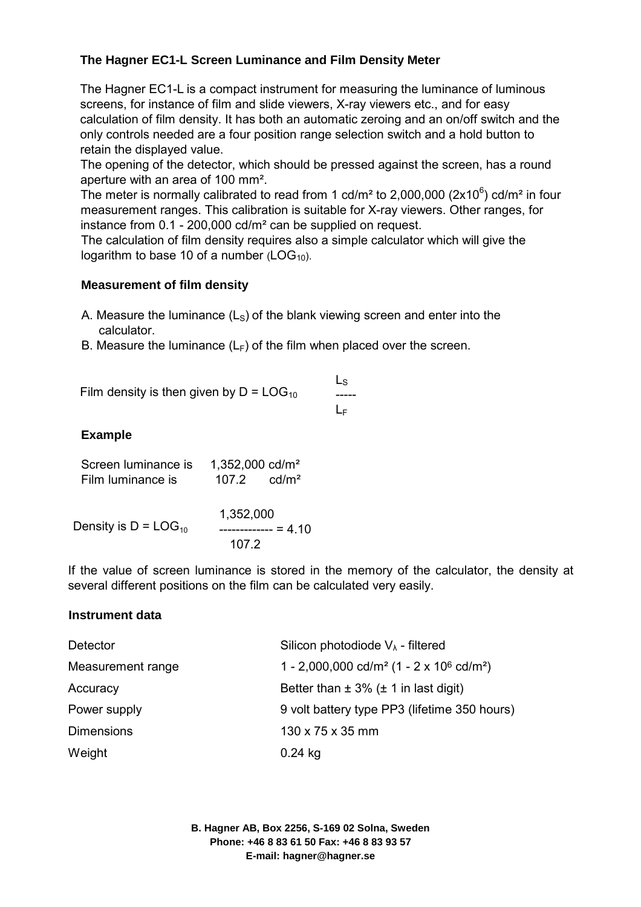### The Hagner EC1-L Screen Luminance and Film Density Meter

The Hagner EC1-L is a compact instrument for measuring the luminance of luminous screens, for instance of film and slide viewers, X-ray viewers etc., and for easy calculation of film density. It has both an automatic zeroing and an on/off switch and the only controls needed are a four position range selection switch and a hold button to retain the displayed value.

The opening of the detector, which should be pressed against the screen, has a round aperture with an area of 100 mm².

The meter is normally calibrated to read from 1 cd/m² to 2,000,000 ($2x10^6$) cd/m² in four measurement ranges. This calibration is suitable for X-ray viewers. Other ranges, for instance from 0.1 - 200,000 cd/m² can be supplied on request.

The calculation of film density requires also a simple calculator which will give the logarithm to base 10 of a number ($LOG_{10}$).

### Measurement of film density

A. Measure the luminance ($L_S$) of the blank viewing screen and enter into the calculator.

B. Measure the luminance ($L_F$) of the film when placed over the screen.

Film density is then given by $D = LOG_{10} \dfrac{L_S}{L_F}$

### Example

Screen luminance is 1,352,000 cd/m²
Film luminance is 107.2 cd/m²

Density is $D = LOG_{10} \dfrac{1,352,000}{107.2} = 4.10$

If the value of screen luminance is stored in the memory of the calculator, the density at several different positions on the film can be calculated very easily.

### Instrument data

| | |
|---|---|
| Detector | Silicon photodiode $V_\lambda$ - filtered |
| Measurement range | 1 - 2,000,000 cd/m² (1 - 2 x $10^6$ cd/m²) |
| Accuracy | Better than ± 3% (± 1 in last digit) |
| Power supply | 9 volt battery type PP3 (lifetime 350 hours) |
| Dimensions | 130 x 75 x 35 mm |
| Weight | 0.24 kg |

**B. Hagner AB, Box 2256, S-169 02 Solna, Sweden**
**Phone: +46 8 83 61 50 Fax: +46 8 83 93 57**
**E-mail: hagner@hagner.se**